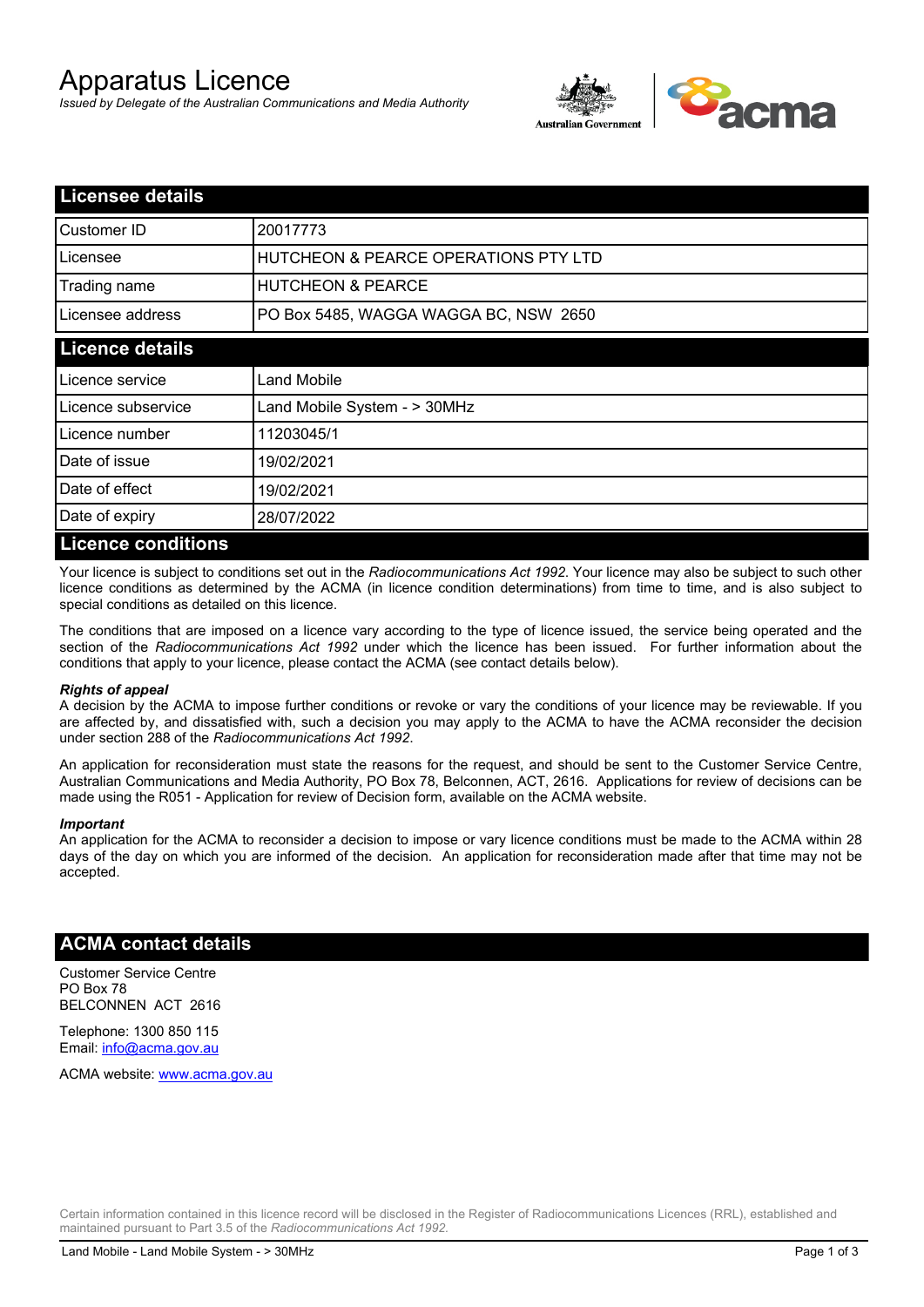# Apparatus Licence

*Issued by Delegate of the Australian Communications and Media Authority*

## Licensee details

| | |
|---|---|
| Customer ID | 20017773 |
| Licensee | HUTCHEON & PEARCE OPERATIONS PTY LTD |
| Trading name | HUTCHEON & PEARCE |
| Licensee address | PO Box 5485, WAGGA WAGGA BC, NSW 2650 |

## Licence details

| | |
|---|---|
| Licence service | Land Mobile |
| Licence subservice | Land Mobile System - > 30MHz |
| Licence number | 11203045/1 |
| Date of issue | 19/02/2021 |
| Date of effect | 19/02/2021 |
| Date of expiry | 28/07/2022 |

## Licence conditions

Your licence is subject to conditions set out in the *Radiocommunications Act 1992*. Your licence may also be subject to such other licence conditions as determined by the ACMA (in licence condition determinations) from time to time, and is also subject to special conditions as detailed on this licence.

The conditions that are imposed on a licence vary according to the type of licence issued, the service being operated and the section of the *Radiocommunications Act 1992* under which the licence has been issued. For further information about the conditions that apply to your licence, please contact the ACMA (see contact details below).

***Rights of appeal***

A decision by the ACMA to impose further conditions or revoke or vary the conditions of your licence may be reviewable. If you are affected by, and dissatisfied with, such a decision you may apply to the ACMA to have the ACMA reconsider the decision under section 288 of the *Radiocommunications Act 1992*.

An application for reconsideration must state the reasons for the request, and should be sent to the Customer Service Centre, Australian Communications and Media Authority, PO Box 78, Belconnen, ACT, 2616. Applications for review of decisions can be made using the R051 - Application for review of Decision form, available on the ACMA website.

***Important***

An application for the ACMA to reconsider a decision to impose or vary licence conditions must be made to the ACMA within 28 days of the day on which you are informed of the decision. An application for reconsideration made after that time may not be accepted.

## ACMA contact details

Customer Service Centre
PO Box 78
BELCONNEN ACT 2616

Telephone: 1300 850 115
Email: info@acma.gov.au

ACMA website: www.acma.gov.au

Certain information contained in this licence record will be disclosed in the Register of Radiocommunications Licences (RRL), established and maintained pursuant to Part 3.5 of the *Radiocommunications Act 1992.*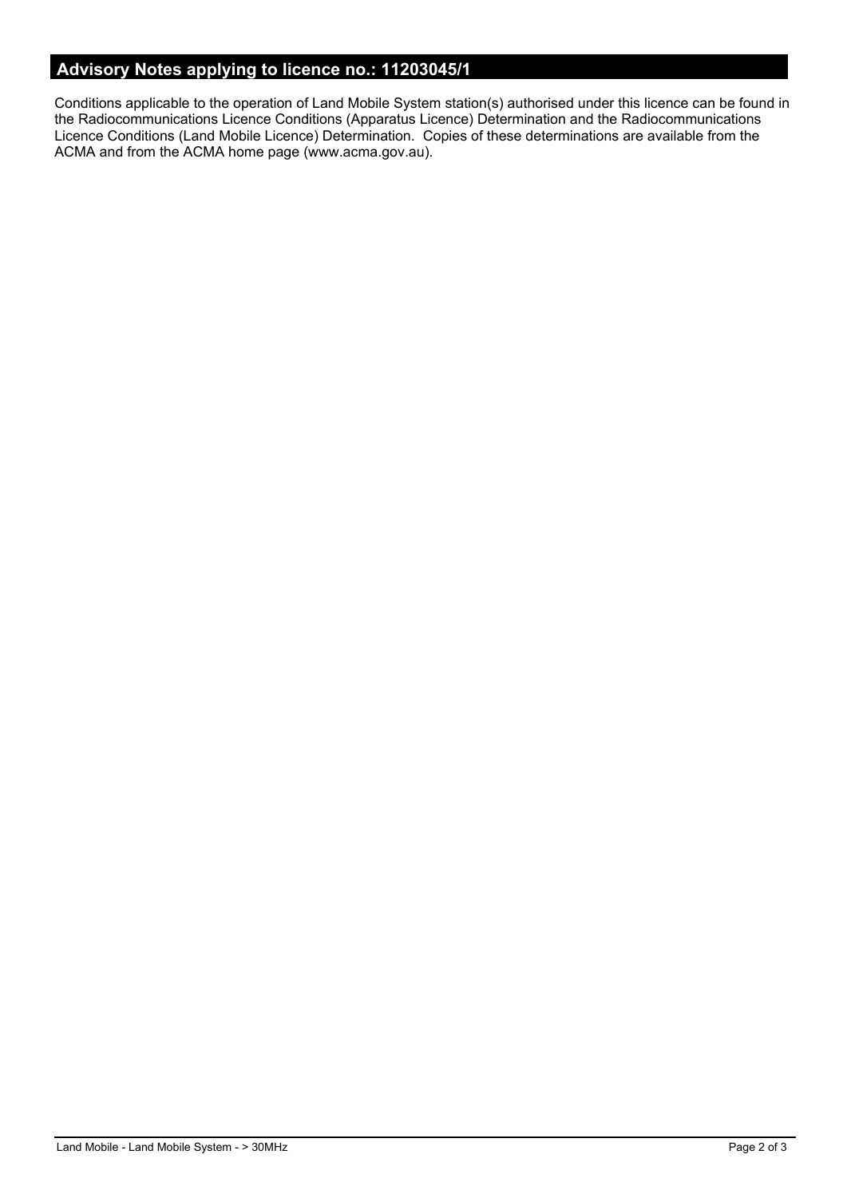## Advisory Notes applying to licence no.: 11203045/1

Conditions applicable to the operation of Land Mobile System station(s) authorised under this licence can be found in the Radiocommunications Licence Conditions (Apparatus Licence) Determination and the Radiocommunications Licence Conditions (Land Mobile Licence) Determination. Copies of these determinations are available from the ACMA and from the ACMA home page (www.acma.gov.au).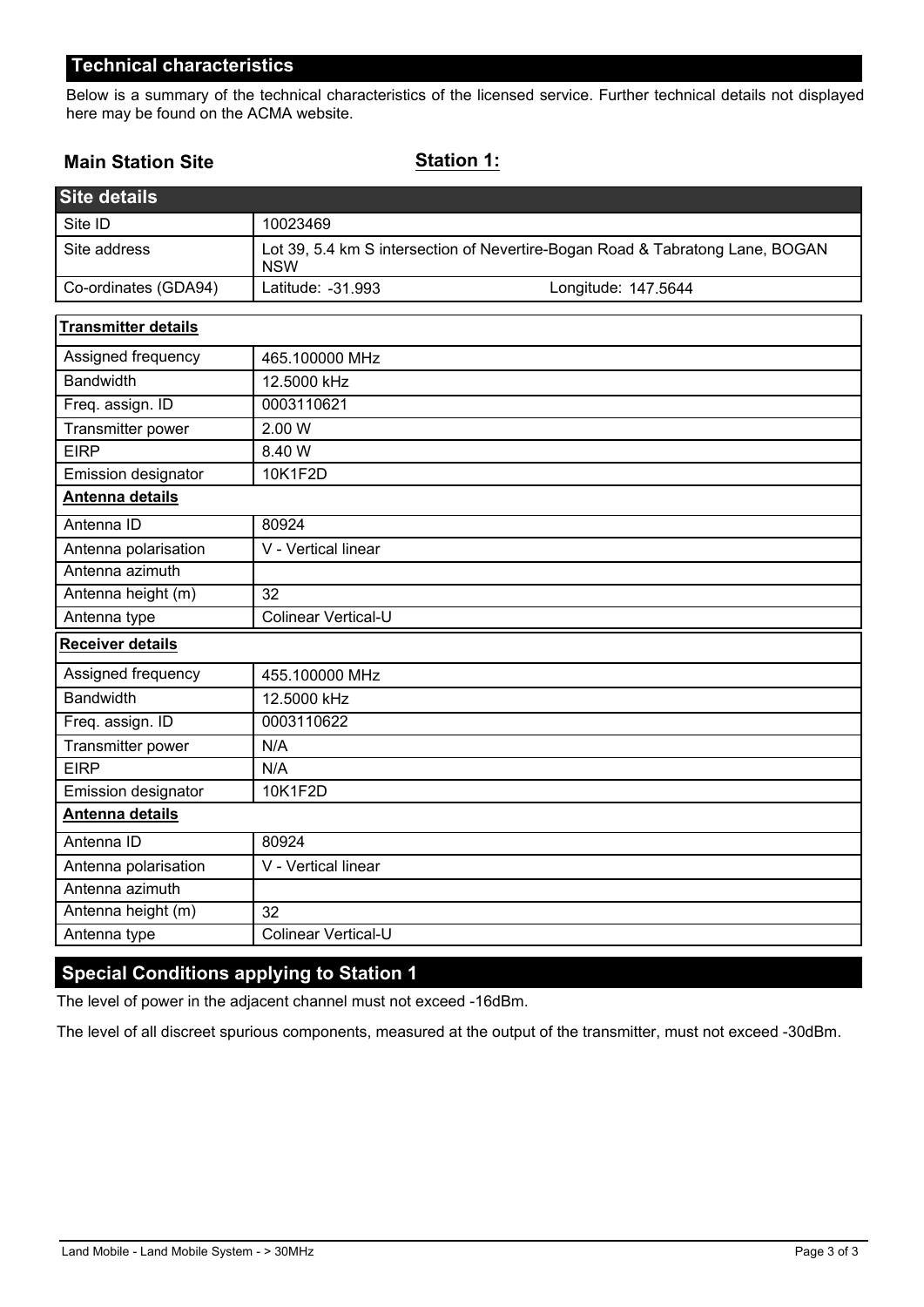## Technical characteristics

Below is a summary of the technical characteristics of the licensed service. Further technical details not displayed here may be found on the ACMA website.

**Main Station Site** **Station 1:**

| Site details | |
|---|---|
| Site ID | 10023469 |
| Site address | Lot 39, 5.4 km S intersection of Nevertire-Bogan Road & Tabratong Lane, BOGAN NSW |
| Co-ordinates (GDA94) | Latitude: -31.993 Longitude: 147.5644 |

| **Transmitter details** | |
|---|---|
| Assigned frequency | 465.100000 MHz |
| Bandwidth | 12.5000 kHz |
| Freq. assign. ID | 0003110621 |
| Transmitter power | 2.00 W |
| EIRP | 8.40 W |
| Emission designator | 10K1F2D |
| **Antenna details** | |
| Antenna ID | 80924 |
| Antenna polarisation | V - Vertical linear |
| Antenna azimuth | |
| Antenna height (m) | 32 |
| Antenna type | Colinear Vertical-U |
| **Receiver details** | |
| Assigned frequency | 455.100000 MHz |
| Bandwidth | 12.5000 kHz |
| Freq. assign. ID | 0003110622 |
| Transmitter power | N/A |
| EIRP | N/A |
| Emission designator | 10K1F2D |
| **Antenna details** | |
| Antenna ID | 80924 |
| Antenna polarisation | V - Vertical linear |
| Antenna azimuth | |
| Antenna height (m) | 32 |
| Antenna type | Colinear Vertical-U |

## Special Conditions applying to Station 1

The level of power in the adjacent channel must not exceed -16dBm.

The level of all discreet spurious components, measured at the output of the transmitter, must not exceed -30dBm.